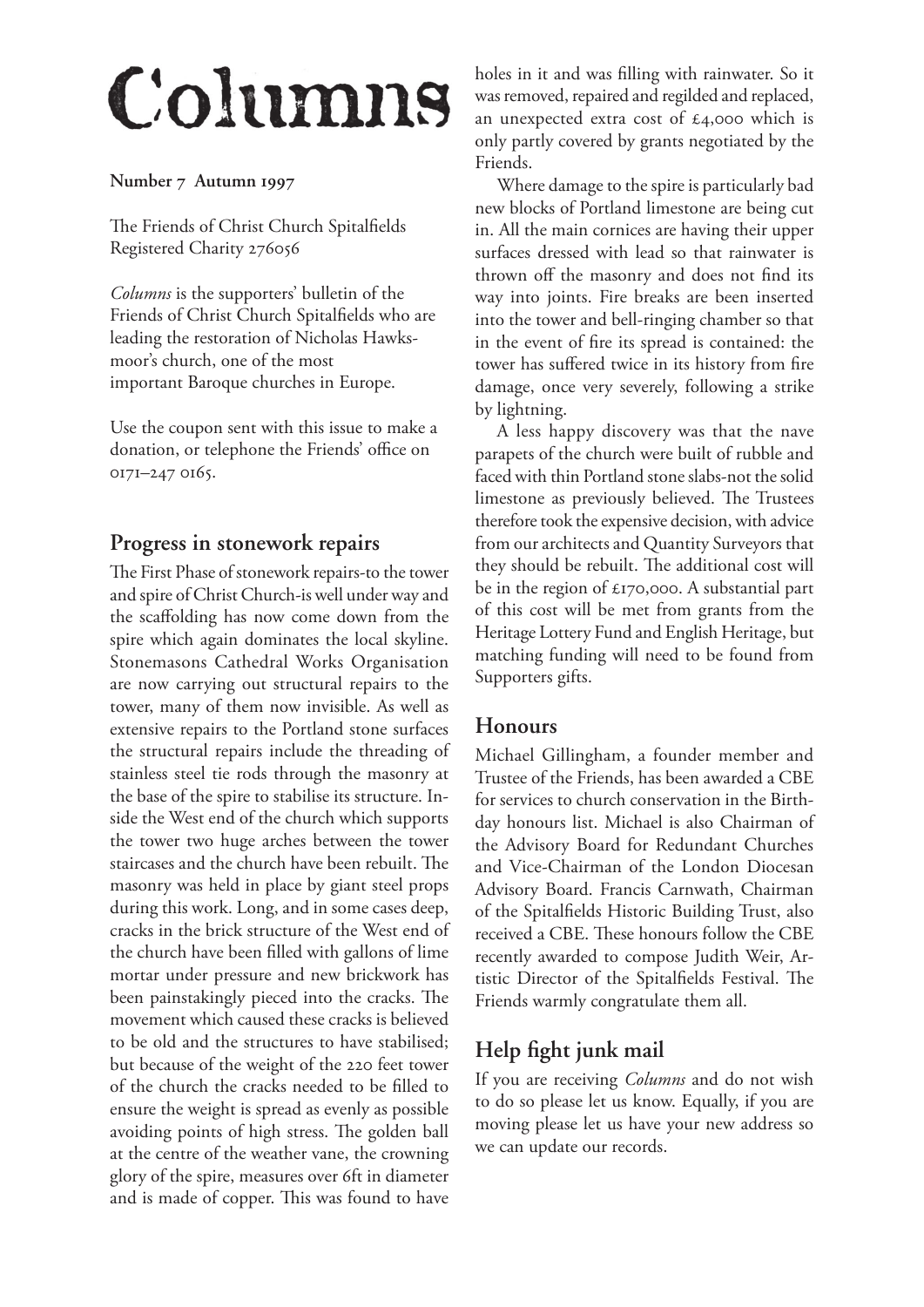# Columns

**Number 7 Autumn 1997**

The Friends of Christ Church Spitalfields
Registered Charity 276056

*Columns* is the supporters' bulletin of the Friends of Christ Church Spitalfields who are leading the restoration of Nicholas Hawksmoor's church, one of the most important Baroque churches in Europe.

Use the coupon sent with this issue to make a donation, or telephone the Friends' office on 0171–247 0165.

## Progress in stonework repairs

The First Phase of stonework repairs-to the tower and spire of Christ Church-is well under way and the scaffolding has now come down from the spire which again dominates the local skyline. Stonemasons Cathedral Works Organisation are now carrying out structural repairs to the tower, many of them now invisible. As well as extensive repairs to the Portland stone surfaces the structural repairs include the threading of stainless steel tie rods through the masonry at the base of the spire to stabilise its structure. Inside the West end of the church which supports the tower two huge arches between the tower staircases and the church have been rebuilt. The masonry was held in place by giant steel props during this work. Long, and in some cases deep, cracks in the brick structure of the West end of the church have been filled with gallons of lime mortar under pressure and new brickwork has been painstakingly pieced into the cracks. The movement which caused these cracks is believed to be old and the structures to have stabilised; but because of the weight of the 220 feet tower of the church the cracks needed to be filled to ensure the weight is spread as evenly as possible avoiding points of high stress. The golden ball at the centre of the weather vane, the crowning glory of the spire, measures over 6ft in diameter and is made of copper. This was found to have holes in it and was filling with rainwater. So it was removed, repaired and regilded and replaced, an unexpected extra cost of £4,000 which is only partly covered by grants negotiated by the Friends.

Where damage to the spire is particularly bad new blocks of Portland limestone are being cut in. All the main cornices are having their upper surfaces dressed with lead so that rainwater is thrown off the masonry and does not find its way into joints. Fire breaks are been inserted into the tower and bell-ringing chamber so that in the event of fire its spread is contained: the tower has suffered twice in its history from fire damage, once very severely, following a strike by lightning.

A less happy discovery was that the nave parapets of the church were built of rubble and faced with thin Portland stone slabs-not the solid limestone as previously believed. The Trustees therefore took the expensive decision, with advice from our architects and Quantity Surveyors that they should be rebuilt. The additional cost will be in the region of £170,000. A substantial part of this cost will be met from grants from the Heritage Lottery Fund and English Heritage, but matching funding will need to be found from Supporters gifts.

## Honours

Michael Gillingham, a founder member and Trustee of the Friends, has been awarded a CBE for services to church conservation in the Birthday honours list. Michael is also Chairman of the Advisory Board for Redundant Churches and Vice-Chairman of the London Diocesan Advisory Board. Francis Carnwath, Chairman of the Spitalfields Historic Building Trust, also received a CBE. These honours follow the CBE recently awarded to compose Judith Weir, Artistic Director of the Spitalfields Festival. The Friends warmly congratulate them all.

## Help fight junk mail

If you are receiving *Columns* and do not wish to do so please let us know. Equally, if you are moving please let us have your new address so we can update our records.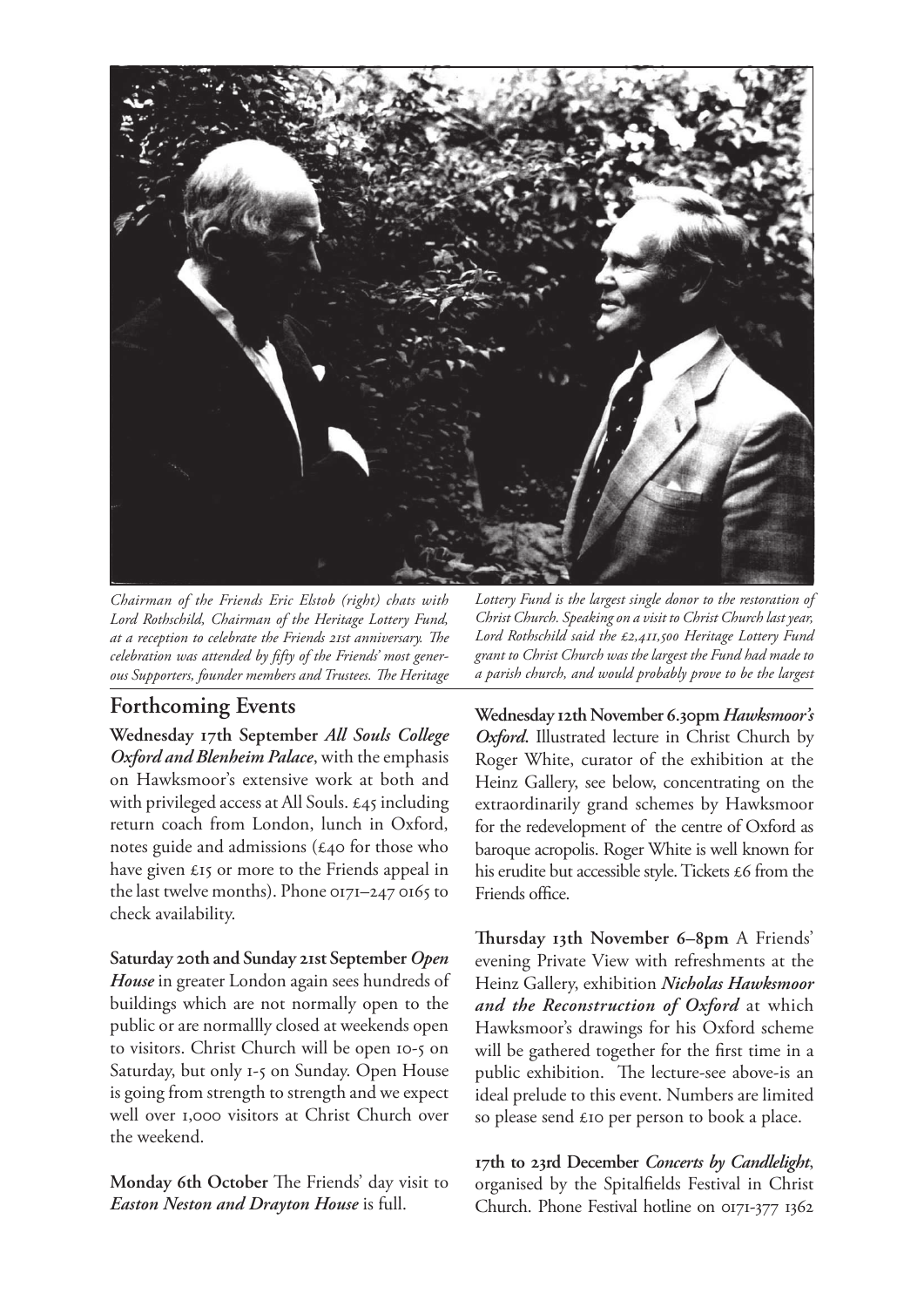*Chairman of the Friends Eric Elstob (right) chats with Lord Rothschild, Chairman of the Heritage Lottery Fund, at a reception to celebrate the Friends 21st anniversary. The celebration was attended by fifty of the Friends' most generous Supporters, founder members and Trustees. The Heritage Lottery Fund is the largest single donor to the restoration of Christ Church. Speaking on a visit to Christ Church last year, Lord Rothschild said the £2,411,500 Heritage Lottery Fund grant to Christ Church was the largest the Fund had made to a parish church, and would probably prove to be the largest*

## Forthcoming Events

**Wednesday 17th September** ***All Souls College Oxford and Blenheim Palace***, with the emphasis on Hawksmoor's extensive work at both and with privileged access at All Souls. £45 including return coach from London, lunch in Oxford, notes guide and admissions (£40 for those who have given £15 or more to the Friends appeal in the last twelve months). Phone 0171–247 0165 to check availability.

**Saturday 20th and Sunday 21st September** ***Open House*** in greater London again sees hundreds of buildings which are not normally open to the public or are normallly closed at weekends open to visitors. Christ Church will be open 10-5 on Saturday, but only 1-5 on Sunday. Open House is going from strength to strength and we expect well over 1,000 visitors at Christ Church over the weekend.

**Monday 6th October** The Friends' day visit to ***Easton Neston and Drayton House*** is full.

**Wednesday 12th November 6.30pm** ***Hawksmoor's Oxford.*** Illustrated lecture in Christ Church by Roger White, curator of the exhibition at the Heinz Gallery, see below, concentrating on the extraordinarily grand schemes by Hawksmoor for the redevelopment of the centre of Oxford as baroque acropolis. Roger White is well known for his erudite but accessible style. Tickets £6 from the Friends office.

**Thursday 13th November 6–8pm** A Friends' evening Private View with refreshments at the Heinz Gallery, exhibition ***Nicholas Hawksmoor and the Reconstruction of Oxford*** at which Hawksmoor's drawings for his Oxford scheme will be gathered together for the first time in a public exhibition. The lecture-see above-is an ideal prelude to this event. Numbers are limited so please send £10 per person to book a place.

**17th to 23rd December** ***Concerts by Candlelight***, organised by the Spitalfields Festival in Christ Church. Phone Festival hotline on 0171-377 1362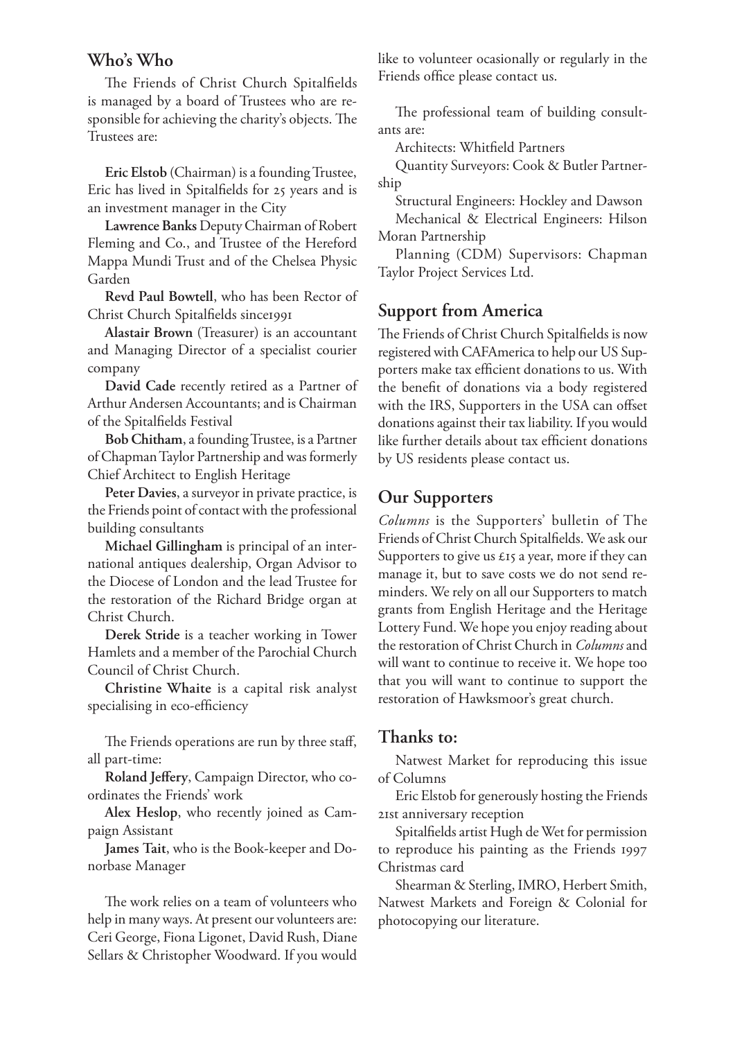## Who's Who

The Friends of Christ Church Spitalfields is managed by a board of Trustees who are responsible for achieving the charity's objects. The Trustees are:

**Eric Elstob** (Chairman) is a founding Trustee, Eric has lived in Spitalfields for 25 years and is an investment manager in the City

**Lawrence Banks** Deputy Chairman of Robert Fleming and Co., and Trustee of the Hereford Mappa Mundi Trust and of the Chelsea Physic Garden

**Revd Paul Bowtell**, who has been Rector of Christ Church Spitalfields since1991

**Alastair Brown** (Treasurer) is an accountant and Managing Director of a specialist courier company

**David Cade** recently retired as a Partner of Arthur Andersen Accountants; and is Chairman of the Spitalfields Festival

**Bob Chitham**, a founding Trustee, is a Partner of Chapman Taylor Partnership and was formerly Chief Architect to English Heritage

**Peter Davies**, a surveyor in private practice, is the Friends point of contact with the professional building consultants

**Michael Gillingham** is principal of an international antiques dealership, Organ Advisor to the Diocese of London and the lead Trustee for the restoration of the Richard Bridge organ at Christ Church.

**Derek Stride** is a teacher working in Tower Hamlets and a member of the Parochial Church Council of Christ Church.

**Christine Whaite** is a capital risk analyst specialising in eco-efficiency

The Friends operations are run by three staff, all part-time:

**Roland Jeffery**, Campaign Director, who coordinates the Friends' work

**Alex Heslop**, who recently joined as Campaign Assistant

**James Tait**, who is the Book-keeper and Donorbase Manager

The work relies on a team of volunteers who help in many ways. At present our volunteers are: Ceri George, Fiona Ligonet, David Rush, Diane Sellars & Christopher Woodward. If you would like to volunteer ocasionally or regularly in the Friends office please contact us.

The professional team of building consultants are:

Architects: Whitfield Partners

Quantity Surveyors: Cook & Butler Partnership

Structural Engineers: Hockley and Dawson

Mechanical & Electrical Engineers: Hilson Moran Partnership

Planning (CDM) Supervisors: Chapman Taylor Project Services Ltd.

## Support from America

The Friends of Christ Church Spitalfields is now registered with CAFAmerica to help our US Supporters make tax efficient donations to us. With the benefit of donations via a body registered with the IRS, Supporters in the USA can offset donations against their tax liability. If you would like further details about tax efficient donations by US residents please contact us.

## Our Supporters

*Columns* is the Supporters' bulletin of The Friends of Christ Church Spitalfields. We ask our Supporters to give us £15 a year, more if they can manage it, but to save costs we do not send reminders. We rely on all our Supporters to match grants from English Heritage and the Heritage Lottery Fund. We hope you enjoy reading about the restoration of Christ Church in *Columns* and will want to continue to receive it. We hope too that you will want to continue to support the restoration of Hawksmoor's great church.

## Thanks to:

Natwest Market for reproducing this issue of Columns

Eric Elstob for generously hosting the Friends 21st anniversary reception

Spitalfields artist Hugh de Wet for permission to reproduce his painting as the Friends 1997 Christmas card

Shearman & Sterling, IMRO, Herbert Smith, Natwest Markets and Foreign & Colonial for photocopying our literature.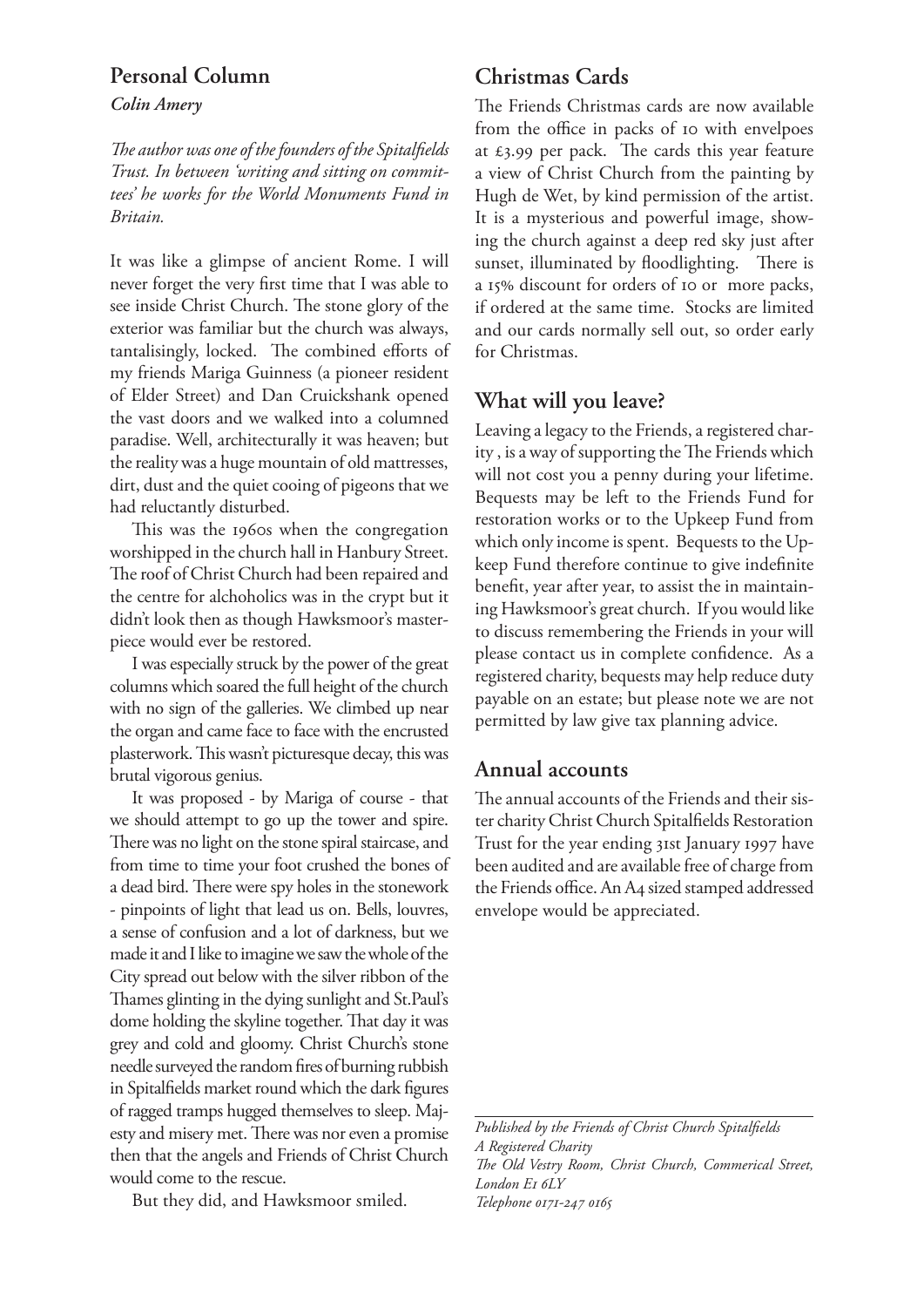## Personal Column

***Colin Amery***

*The author was one of the founders of the Spitalfields Trust. In between 'writing and sitting on committees' he works for the World Monuments Fund in Britain.*

It was like a glimpse of ancient Rome. I will never forget the very first time that I was able to see inside Christ Church. The stone glory of the exterior was familiar but the church was always, tantalisingly, locked. The combined efforts of my friends Mariga Guinness (a pioneer resident of Elder Street) and Dan Cruickshank opened the vast doors and we walked into a columned paradise. Well, architecturally it was heaven; but the reality was a huge mountain of old mattresses, dirt, dust and the quiet cooing of pigeons that we had reluctantly disturbed.

This was the 1960s when the congregation worshipped in the church hall in Hanbury Street. The roof of Christ Church had been repaired and the centre for alchoholics was in the crypt but it didn't look then as though Hawksmoor's masterpiece would ever be restored.

I was especially struck by the power of the great columns which soared the full height of the church with no sign of the galleries. We climbed up near the organ and came face to face with the encrusted plasterwork. This wasn't picturesque decay, this was brutal vigorous genius.

It was proposed - by Mariga of course - that we should attempt to go up the tower and spire. There was no light on the stone spiral staircase, and from time to time your foot crushed the bones of a dead bird. There were spy holes in the stonework - pinpoints of light that lead us on. Bells, louvres, a sense of confusion and a lot of darkness, but we made it and I like to imagine we saw the whole of the City spread out below with the silver ribbon of the Thames glinting in the dying sunlight and St.Paul's dome holding the skyline together. That day it was grey and cold and gloomy. Christ Church's stone needle surveyed the random fires of burning rubbish in Spitalfields market round which the dark figures of ragged tramps hugged themselves to sleep. Majesty and misery met. There was nor even a promise then that the angels and Friends of Christ Church would come to the rescue.

But they did, and Hawksmoor smiled.

## Christmas Cards

The Friends Christmas cards are now available from the office in packs of 10 with envelpoes at £3.99 per pack. The cards this year feature a view of Christ Church from the painting by Hugh de Wet, by kind permission of the artist. It is a mysterious and powerful image, showing the church against a deep red sky just after sunset, illuminated by floodlighting. There is a 15% discount for orders of 10 or more packs, if ordered at the same time. Stocks are limited and our cards normally sell out, so order early for Christmas.

## What will you leave?

Leaving a legacy to the Friends, a registered charity , is a way of supporting the The Friends which will not cost you a penny during your lifetime. Bequests may be left to the Friends Fund for restoration works or to the Upkeep Fund from which only income is spent. Bequests to the Upkeep Fund therefore continue to give indefinite benefit, year after year, to assist the in maintaining Hawksmoor's great church. If you would like to discuss remembering the Friends in your will please contact us in complete confidence. As a registered charity, bequests may help reduce duty payable on an estate; but please note we are not permitted by law give tax planning advice.

## Annual accounts

The annual accounts of the Friends and their sister charity Christ Church Spitalfields Restoration Trust for the year ending 31st January 1997 have been audited and are available free of charge from the Friends office. An A4 sized stamped addressed envelope would be appreciated.

---

*Published by the Friends of Christ Church Spitalfields*
*A Registered Charity*
*The Old Vestry Room, Christ Church, Commerical Street, London E1 6LY*
*Telephone 0171-247 0165*